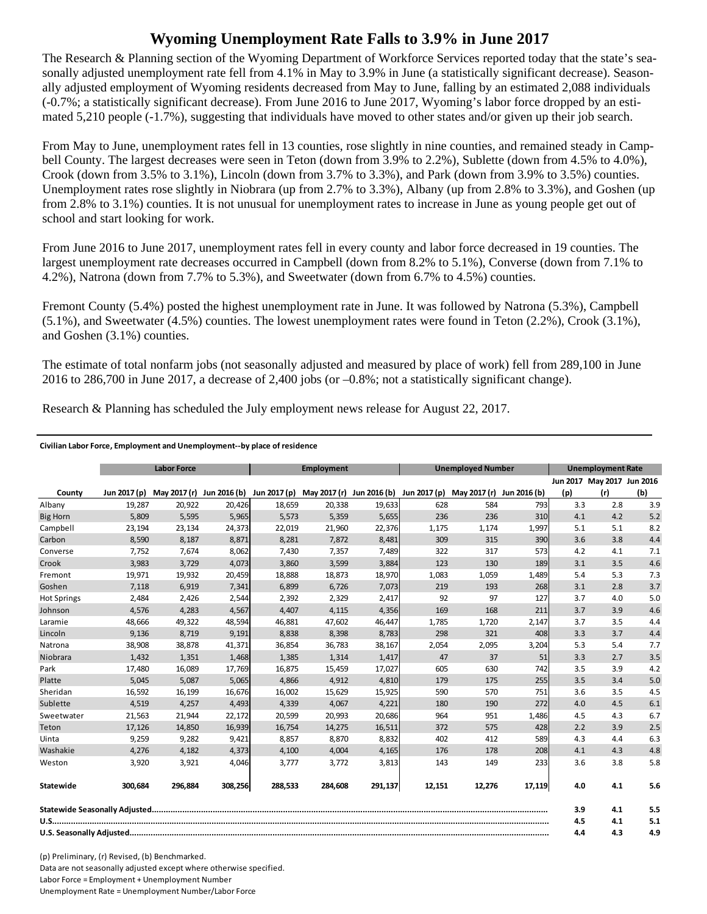# Wyoming Unemployment Rate Falls to 3.9% in June 2017

The Research & Planning section of the Wyoming Department of Workforce Services reported today that the state's seasonally adjusted unemployment rate fell from 4.1% in May to 3.9% in June (a statistically significant decrease). Seasonally adjusted employment of Wyoming residents decreased from May to June, falling by an estimated 2,088 individuals (-0.7%; a statistically significant decrease). From June 2016 to June 2017, Wyoming's labor force dropped by an estimated 5,210 people (-1.7%), suggesting that individuals have moved to other states and/or given up their job search.

From May to June, unemployment rates fell in 13 counties, rose slightly in nine counties, and remained steady in Campbell County. The largest decreases were seen in Teton (down from 3.9% to 2.2%), Sublette (down from 4.5% to 4.0%), Crook (down from 3.5% to 3.1%), Lincoln (down from 3.7% to 3.3%), and Park (down from 3.9% to 3.5%) counties. Unemployment rates rose slightly in Niobrara (up from 2.7% to 3.3%), Albany (up from 2.8% to 3.3%), and Goshen (up from 2.8% to 3.1%) counties. It is not unusual for unemployment rates to increase in June as young people get out of school and start looking for work.

From June 2016 to June 2017, unemployment rates fell in every county and labor force decreased in 19 counties. The largest unemployment rate decreases occurred in Campbell (down from 8.2% to 5.1%), Converse (down from 7.1% to 4.2%), Natrona (down from 7.7% to 5.3%), and Sweetwater (down from 6.7% to 4.5%) counties.

Fremont County (5.4%) posted the highest unemployment rate in June. It was followed by Natrona (5.3%), Campbell (5.1%), and Sweetwater (4.5%) counties. The lowest unemployment rates were found in Teton (2.2%), Crook (3.1%), and Goshen (3.1%) counties.

The estimate of total nonfarm jobs (not seasonally adjusted and measured by place of work) fell from 289,100 in June 2016 to 286,700 in June 2017, a decrease of 2,400 jobs (or –0.8%; not a statistically significant change).

Research & Planning has scheduled the July employment news release for August 22, 2017.

**Civilian Labor Force, Employment and Unemployment--by place of residence**

| | Labor Force | | | Employment | | | Unemployed Number | | | Unemployment Rate | | |
|---|---|---|---|---|---|---|---|---|---|---|---|---|
| County | Jun 2017 (p) | May 2017 (r) | Jun 2016 (b) | Jun 2017 (p) | May 2017 (r) | Jun 2016 (b) | Jun 2017 (p) | May 2017 (r) | Jun 2016 (b) | Jun 2017 (p) | May 2017 (r) | Jun 2016 (b) |
| Albany | 19,287 | 20,922 | 20,426 | 18,659 | 20,338 | 19,633 | 628 | 584 | 793 | 3.3 | 2.8 | 3.9 |
| Big Horn | 5,809 | 5,595 | 5,965 | 5,573 | 5,359 | 5,655 | 236 | 236 | 310 | 4.1 | 4.2 | 5.2 |
| Campbell | 23,194 | 23,134 | 24,373 | 22,019 | 21,960 | 22,376 | 1,175 | 1,174 | 1,997 | 5.1 | 5.1 | 8.2 |
| Carbon | 8,590 | 8,187 | 8,871 | 8,281 | 7,872 | 8,481 | 309 | 315 | 390 | 3.6 | 3.8 | 4.4 |
| Converse | 7,752 | 7,674 | 8,062 | 7,430 | 7,357 | 7,489 | 322 | 317 | 573 | 4.2 | 4.1 | 7.1 |
| Crook | 3,983 | 3,729 | 4,073 | 3,860 | 3,599 | 3,884 | 123 | 130 | 189 | 3.1 | 3.5 | 4.6 |
| Fremont | 19,971 | 19,932 | 20,459 | 18,888 | 18,873 | 18,970 | 1,083 | 1,059 | 1,489 | 5.4 | 5.3 | 7.3 |
| Goshen | 7,118 | 6,919 | 7,341 | 6,899 | 6,726 | 7,073 | 219 | 193 | 268 | 3.1 | 2.8 | 3.7 |
| Hot Springs | 2,484 | 2,426 | 2,544 | 2,392 | 2,329 | 2,417 | 92 | 97 | 127 | 3.7 | 4.0 | 5.0 |
| Johnson | 4,576 | 4,283 | 4,567 | 4,407 | 4,115 | 4,356 | 169 | 168 | 211 | 3.7 | 3.9 | 4.6 |
| Laramie | 48,666 | 49,322 | 48,594 | 46,881 | 47,602 | 46,447 | 1,785 | 1,720 | 2,147 | 3.7 | 3.5 | 4.4 |
| Lincoln | 9,136 | 8,719 | 9,191 | 8,838 | 8,398 | 8,783 | 298 | 321 | 408 | 3.3 | 3.7 | 4.4 |
| Natrona | 38,908 | 38,878 | 41,371 | 36,854 | 36,783 | 38,167 | 2,054 | 2,095 | 3,204 | 5.3 | 5.4 | 7.7 |
| Niobrara | 1,432 | 1,351 | 1,468 | 1,385 | 1,314 | 1,417 | 47 | 37 | 51 | 3.3 | 2.7 | 3.5 |
| Park | 17,480 | 16,089 | 17,769 | 16,875 | 15,459 | 17,027 | 605 | 630 | 742 | 3.5 | 3.9 | 4.2 |
| Platte | 5,045 | 5,087 | 5,065 | 4,866 | 4,912 | 4,810 | 179 | 175 | 255 | 3.5 | 3.4 | 5.0 |
| Sheridan | 16,592 | 16,199 | 16,676 | 16,002 | 15,629 | 15,925 | 590 | 570 | 751 | 3.6 | 3.5 | 4.5 |
| Sublette | 4,519 | 4,257 | 4,493 | 4,339 | 4,067 | 4,221 | 180 | 190 | 272 | 4.0 | 4.5 | 6.1 |
| Sweetwater | 21,563 | 21,944 | 22,172 | 20,599 | 20,993 | 20,686 | 964 | 951 | 1,486 | 4.5 | 4.3 | 6.7 |
| Teton | 17,126 | 14,850 | 16,939 | 16,754 | 14,275 | 16,511 | 372 | 575 | 428 | 2.2 | 3.9 | 2.5 |
| Uinta | 9,259 | 9,282 | 9,421 | 8,857 | 8,870 | 8,832 | 402 | 412 | 589 | 4.3 | 4.4 | 6.3 |
| Washakie | 4,276 | 4,182 | 4,373 | 4,100 | 4,004 | 4,165 | 176 | 178 | 208 | 4.1 | 4.3 | 4.8 |
| Weston | 3,920 | 3,921 | 4,046 | 3,777 | 3,772 | 3,813 | 143 | 149 | 233 | 3.6 | 3.8 | 5.8 |
| **Statewide** | **300,684** | **296,884** | **308,256** | **288,533** | **284,608** | **291,137** | **12,151** | **12,276** | **17,119** | **4.0** | **4.1** | **5.6** |
| **Statewide Seasonally Adjusted** | | | | | | | | | | **3.9** | **4.1** | **5.5** |
| **U.S.** | | | | | | | | | | **4.5** | **4.1** | **5.1** |
| **U.S. Seasonally Adjusted** | | | | | | | | | | **4.4** | **4.3** | **4.9** |

(p) Preliminary, (r) Revised, (b) Benchmarked.

Data are not seasonally adjusted except where otherwise specified.

Labor Force = Employment + Unemployment Number

Unemployment Rate = Unemployment Number/Labor Force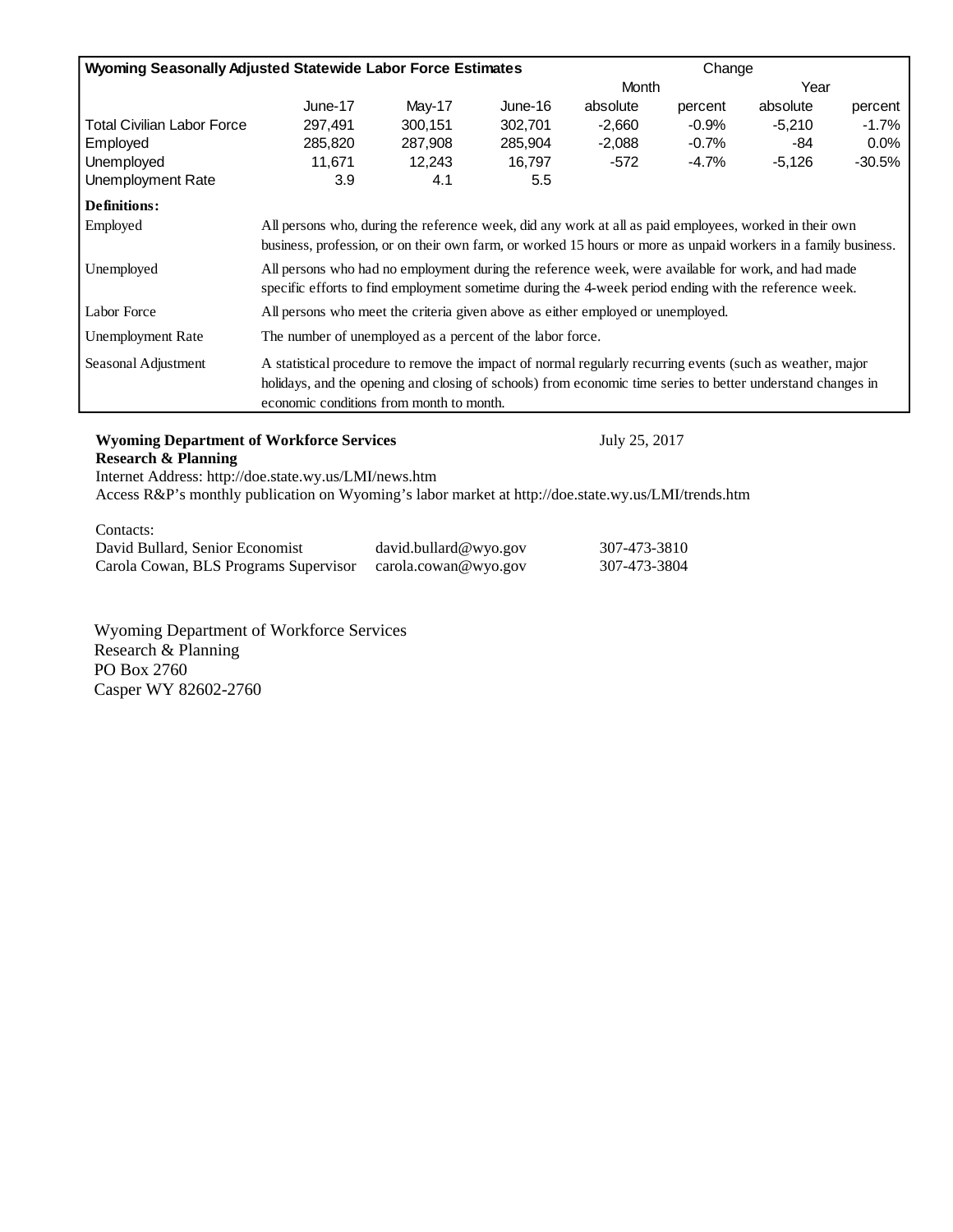| Wyoming Seasonally Adjusted Statewide Labor Force Estimates | | | | Change | | | |
|---|---|---|---|---|---|---|---|
| | | | | Month | | Year | |
| | June-17 | May-17 | June-16 | absolute | percent | absolute | percent |
| Total Civilian Labor Force | 297,491 | 300,151 | 302,701 | -2,660 | -0.9% | -5,210 | -1.7% |
| Employed | 285,820 | 287,908 | 285,904 | -2,088 | -0.7% | -84 | 0.0% |
| Unemployed | 11,671 | 12,243 | 16,797 | -572 | -4.7% | -5,126 | -30.5% |
| Unemployment Rate | 3.9 | 4.1 | 5.5 | | | | |

**Definitions:**

| | |
|---|---|
| Employed | All persons who, during the reference week, did any work at all as paid employees, worked in their own business, profession, or on their own farm, or worked 15 hours or more as unpaid workers in a family business. |
| Unemployed | All persons who had no employment during the reference week, were available for work, and had made specific efforts to find employment sometime during the 4-week period ending with the reference week. |
| Labor Force | All persons who meet the criteria given above as either employed or unemployed. |
| Unemployment Rate | The number of unemployed as a percent of the labor force. |
| Seasonal Adjustment | A statistical procedure to remove the impact of normal regularly recurring events (such as weather, major holidays, and the opening and closing of schools) from economic time series to better understand changes in economic conditions from month to month. |

**Wyoming Department of Workforce Services**
**Research & Planning**
July 25, 2017

Internet Address: http://doe.state.wy.us/LMI/news.htm
Access R&P's monthly publication on Wyoming's labor market at http://doe.state.wy.us/LMI/trends.htm

Contacts:

| | | |
|---|---|---|
| David Bullard, Senior Economist | david.bullard@wyo.gov | 307-473-3810 |
| Carola Cowan, BLS Programs Supervisor | carola.cowan@wyo.gov | 307-473-3804 |

Wyoming Department of Workforce Services
Research & Planning
PO Box 2760
Casper WY 82602-2760